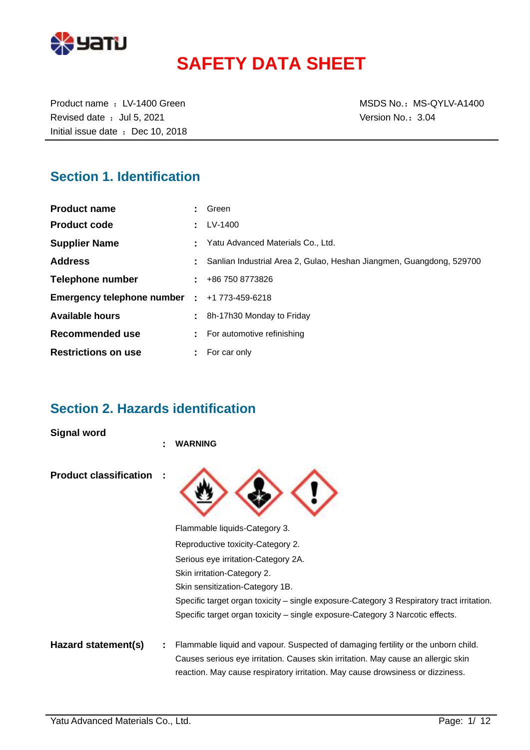# SAFETY DATA SHEET

Product name ： LV-1400 Green
Revised date ： Jul 5, 2021
Initial issue date ： Dec 10, 2018

MSDS No.：MS-QYLV-A1400
Version No.：3.04

## Section 1. Identification

| | | |
|---|---|---|
| **Product name** | : | Green |
| **Product code** | : | LV-1400 |
| **Supplier Name** | : | Yatu Advanced Materials Co., Ltd. |
| **Address** | : | Sanlian Industrial Area 2, Gulao, Heshan Jiangmen, Guangdong, 529700 |
| **Telephone number** | : | +86 750 8773826 |
| **Emergency telephone number** | : | +1 773-459-6218 |
| **Available hours** | : | 8h-17h30 Monday to Friday |
| **Recommended use** | : | For automotive refinishing |
| **Restrictions on use** | : | For car only |

## Section 2. Hazards identification

**Signal word** : **WARNING**

**Product classification** :

Flammable liquids-Category 3.
Reproductive toxicity-Category 2.
Serious eye irritation-Category 2A.
Skin irritation-Category 2.
Skin sensitization-Category 1B.
Specific target organ toxicity – single exposure-Category 3 Respiratory tract irritation.
Specific target organ toxicity – single exposure-Category 3 Narcotic effects.

**Hazard statement(s)** : Flammable liquid and vapour. Suspected of damaging fertility or the unborn child. Causes serious eye irritation. Causes skin irritation. May cause an allergic skin reaction. May cause respiratory irritation. May cause drowsiness or dizziness.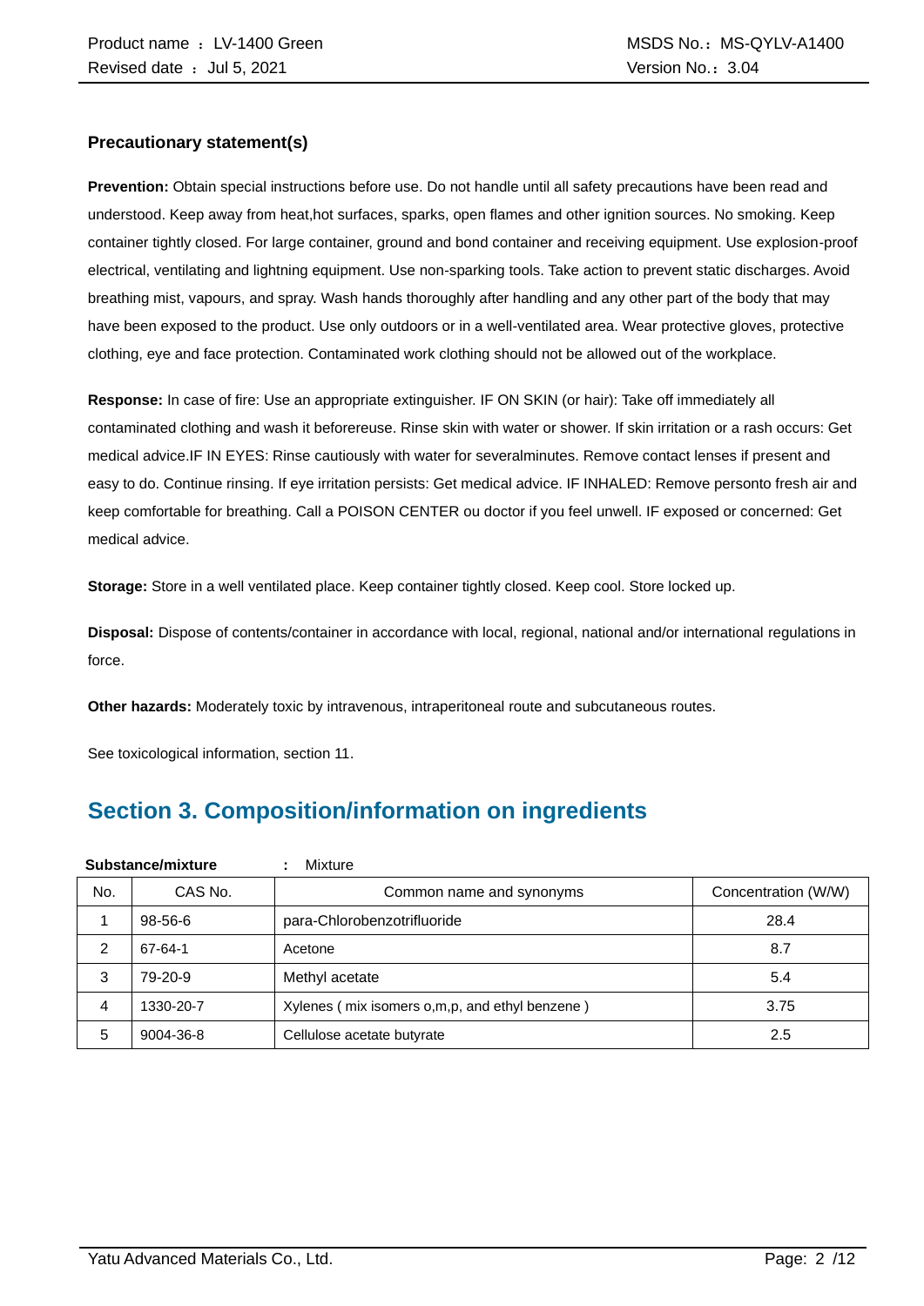### Precautionary statement(s)

**Prevention:** Obtain special instructions before use. Do not handle until all safety precautions have been read and understood. Keep away from heat,hot surfaces, sparks, open flames and other ignition sources. No smoking. Keep container tightly closed. For large container, ground and bond container and receiving equipment. Use explosion-proof electrical, ventilating and lightning equipment. Use non-sparking tools. Take action to prevent static discharges. Avoid breathing mist, vapours, and spray. Wash hands thoroughly after handling and any other part of the body that may have been exposed to the product. Use only outdoors or in a well-ventilated area. Wear protective gloves, protective clothing, eye and face protection. Contaminated work clothing should not be allowed out of the workplace.

**Response:** In case of fire: Use an appropriate extinguisher. IF ON SKIN (or hair): Take off immediately all contaminated clothing and wash it beforereuse. Rinse skin with water or shower. If skin irritation or a rash occurs: Get medical advice.IF IN EYES: Rinse cautiously with water for severalminutes. Remove contact lenses if present and easy to do. Continue rinsing. If eye irritation persists: Get medical advice. IF INHALED: Remove personto fresh air and keep comfortable for breathing. Call a POISON CENTER ou doctor if you feel unwell. IF exposed or concerned: Get medical advice.

**Storage:** Store in a well ventilated place. Keep container tightly closed. Keep cool. Store locked up.

**Disposal:** Dispose of contents/container in accordance with local, regional, national and/or international regulations in force.

**Other hazards:** Moderately toxic by intravenous, intraperitoneal route and subcutaneous routes.

See toxicological information, section 11.

## Section 3. Composition/information on ingredients

**Substance/mixture** : Mixture

| No. | CAS No. | Common name and synonyms | Concentration (W/W) |
|---|---|---|---|
| 1 | 98-56-6 | para-Chlorobenzotrifluoride | 28.4 |
| 2 | 67-64-1 | Acetone | 8.7 |
| 3 | 79-20-9 | Methyl acetate | 5.4 |
| 4 | 1330-20-7 | Xylenes ( mix isomers o,m,p, and ethyl benzene ) | 3.75 |
| 5 | 9004-36-8 | Cellulose acetate butyrate | 2.5 |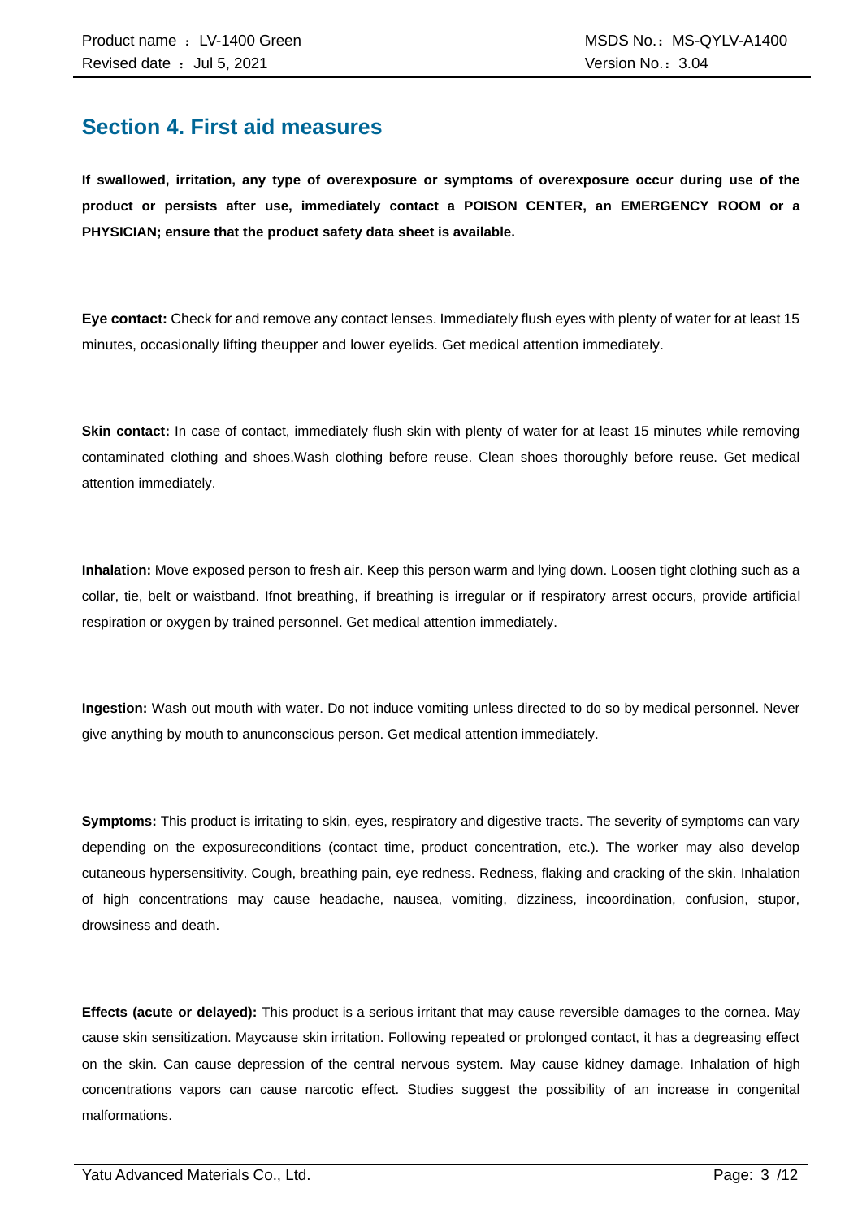## Section 4. First aid measures

**If swallowed, irritation, any type of overexposure or symptoms of overexposure occur during use of the product or persists after use, immediately contact a POISON CENTER, an EMERGENCY ROOM or a PHYSICIAN; ensure that the product safety data sheet is available.**

**Eye contact:** Check for and remove any contact lenses. Immediately flush eyes with plenty of water for at least 15 minutes, occasionally lifting theupper and lower eyelids. Get medical attention immediately.

**Skin contact:** In case of contact, immediately flush skin with plenty of water for at least 15 minutes while removing contaminated clothing and shoes.Wash clothing before reuse. Clean shoes thoroughly before reuse. Get medical attention immediately.

**Inhalation:** Move exposed person to fresh air. Keep this person warm and lying down. Loosen tight clothing such as a collar, tie, belt or waistband. Ifnot breathing, if breathing is irregular or if respiratory arrest occurs, provide artificial respiration or oxygen by trained personnel. Get medical attention immediately.

**Ingestion:** Wash out mouth with water. Do not induce vomiting unless directed to do so by medical personnel. Never give anything by mouth to anunconscious person. Get medical attention immediately.

**Symptoms:** This product is irritating to skin, eyes, respiratory and digestive tracts. The severity of symptoms can vary depending on the exposureconditions (contact time, product concentration, etc.). The worker may also develop cutaneous hypersensitivity. Cough, breathing pain, eye redness. Redness, flaking and cracking of the skin. Inhalation of high concentrations may cause headache, nausea, vomiting, dizziness, incoordination, confusion, stupor, drowsiness and death.

**Effects (acute or delayed):** This product is a serious irritant that may cause reversible damages to the cornea. May cause skin sensitization. Maycause skin irritation. Following repeated or prolonged contact, it has a degreasing effect on the skin. Can cause depression of the central nervous system. May cause kidney damage. Inhalation of high concentrations vapors can cause narcotic effect. Studies suggest the possibility of an increase in congenital malformations.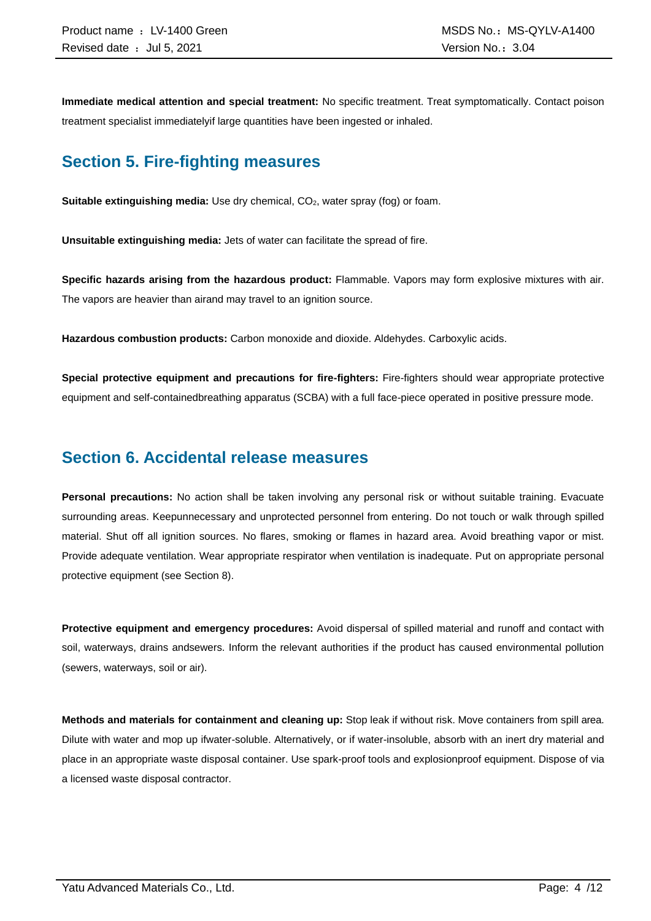**Immediate medical attention and special treatment:** No specific treatment. Treat symptomatically. Contact poison treatment specialist immediatelyif large quantities have been ingested or inhaled.

## Section 5. Fire-fighting measures

**Suitable extinguishing media:** Use dry chemical, $CO_2$, water spray (fog) or foam.

**Unsuitable extinguishing media:** Jets of water can facilitate the spread of fire.

**Specific hazards arising from the hazardous product:** Flammable. Vapors may form explosive mixtures with air. The vapors are heavier than airand may travel to an ignition source.

**Hazardous combustion products:** Carbon monoxide and dioxide. Aldehydes. Carboxylic acids.

**Special protective equipment and precautions for fire-fighters:** Fire-fighters should wear appropriate protective equipment and self-containedbreathing apparatus (SCBA) with a full face-piece operated in positive pressure mode.

## Section 6. Accidental release measures

**Personal precautions:** No action shall be taken involving any personal risk or without suitable training. Evacuate surrounding areas. Keepunnecessary and unprotected personnel from entering. Do not touch or walk through spilled material. Shut off all ignition sources. No flares, smoking or flames in hazard area. Avoid breathing vapor or mist. Provide adequate ventilation. Wear appropriate respirator when ventilation is inadequate. Put on appropriate personal protective equipment (see Section 8).

**Protective equipment and emergency procedures:** Avoid dispersal of spilled material and runoff and contact with soil, waterways, drains andsewers. Inform the relevant authorities if the product has caused environmental pollution (sewers, waterways, soil or air).

**Methods and materials for containment and cleaning up:** Stop leak if without risk. Move containers from spill area. Dilute with water and mop up ifwater-soluble. Alternatively, or if water-insoluble, absorb with an inert dry material and place in an appropriate waste disposal container. Use spark-proof tools and explosionproof equipment. Dispose of via a licensed waste disposal contractor.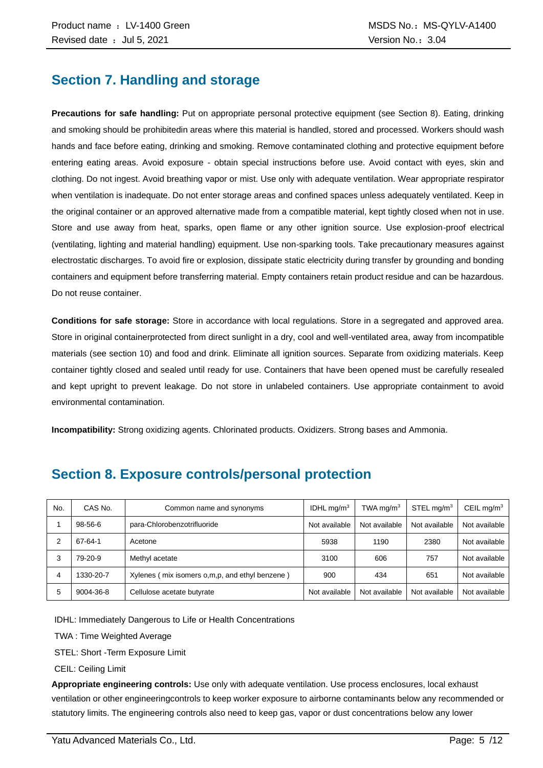## Section 7. Handling and storage

**Precautions for safe handling:** Put on appropriate personal protective equipment (see Section 8). Eating, drinking and smoking should be prohibitedin areas where this material is handled, stored and processed. Workers should wash hands and face before eating, drinking and smoking. Remove contaminated clothing and protective equipment before entering eating areas. Avoid exposure - obtain special instructions before use. Avoid contact with eyes, skin and clothing. Do not ingest. Avoid breathing vapor or mist. Use only with adequate ventilation. Wear appropriate respirator when ventilation is inadequate. Do not enter storage areas and confined spaces unless adequately ventilated. Keep in the original container or an approved alternative made from a compatible material, kept tightly closed when not in use. Store and use away from heat, sparks, open flame or any other ignition source. Use explosion-proof electrical (ventilating, lighting and material handling) equipment. Use non-sparking tools. Take precautionary measures against electrostatic discharges. To avoid fire or explosion, dissipate static electricity during transfer by grounding and bonding containers and equipment before transferring material. Empty containers retain product residue and can be hazardous. Do not reuse container.

**Conditions for safe storage:** Store in accordance with local regulations. Store in a segregated and approved area. Store in original containerprotected from direct sunlight in a dry, cool and well-ventilated area, away from incompatible materials (see section 10) and food and drink. Eliminate all ignition sources. Separate from oxidizing materials. Keep container tightly closed and sealed until ready for use. Containers that have been opened must be carefully resealed and kept upright to prevent leakage. Do not store in unlabeled containers. Use appropriate containment to avoid environmental contamination.

**Incompatibility:** Strong oxidizing agents. Chlorinated products. Oxidizers. Strong bases and Ammonia.

## Section 8. Exposure controls/personal protection

| No. | CAS No. | Common name and synonyms | IDHL mg/m$^3$ | TWA mg/m$^3$ | STEL mg/m$^3$ | CEIL mg/m$^3$ |
|---|---|---|---|---|---|---|
| 1 | 98-56-6 | para-Chlorobenzotrifluoride | Not available | Not available | Not available | Not available |
| 2 | 67-64-1 | Acetone | 5938 | 1190 | 2380 | Not available |
| 3 | 79-20-9 | Methyl acetate | 3100 | 606 | 757 | Not available |
| 4 | 1330-20-7 | Xylenes ( mix isomers o,m,p, and ethyl benzene ) | 900 | 434 | 651 | Not available |
| 5 | 9004-36-8 | Cellulose acetate butyrate | Not available | Not available | Not available | Not available |

IDHL: Immediately Dangerous to Life or Health Concentrations

TWA : Time Weighted Average

STEL: Short -Term Exposure Limit

CEIL: Ceiling Limit

**Appropriate engineering controls:** Use only with adequate ventilation. Use process enclosures, local exhaust ventilation or other engineeringcontrols to keep worker exposure to airborne contaminants below any recommended or statutory limits. The engineering controls also need to keep gas, vapor or dust concentrations below any lower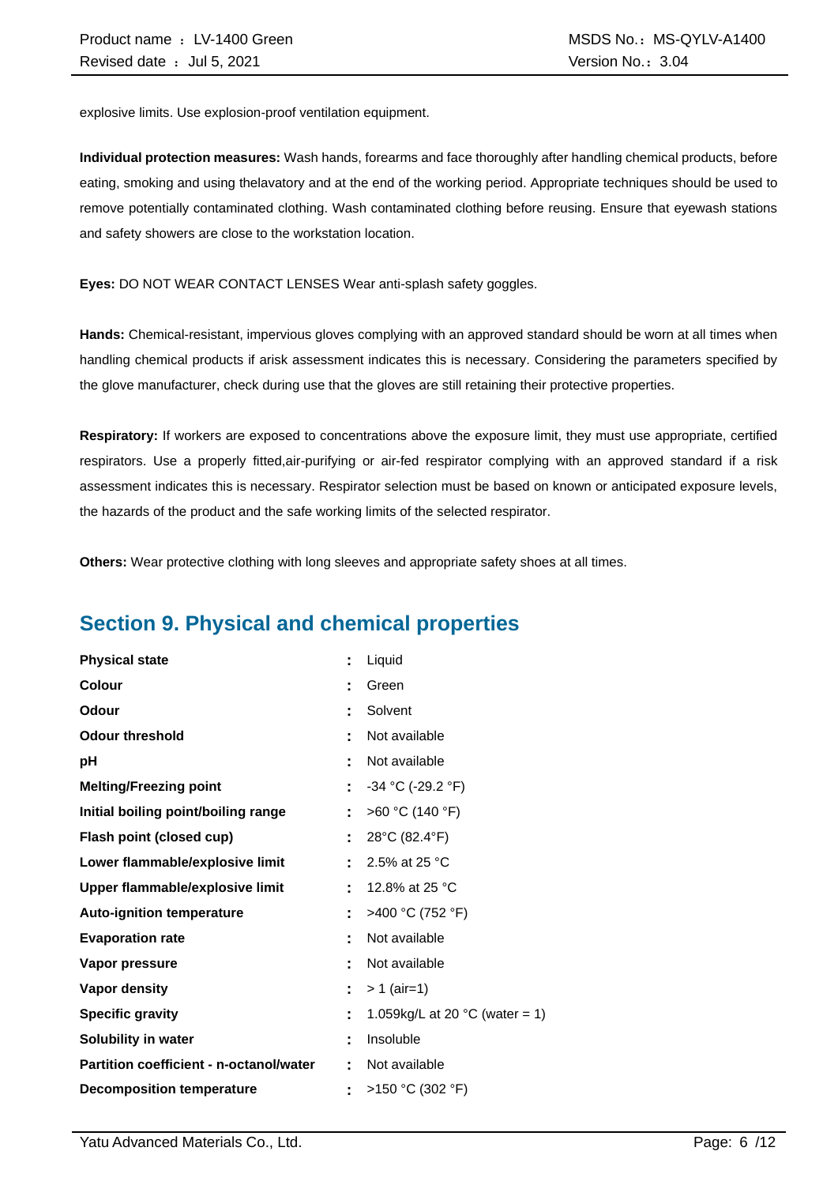explosive limits. Use explosion-proof ventilation equipment.

**Individual protection measures:** Wash hands, forearms and face thoroughly after handling chemical products, before eating, smoking and using thelavatory and at the end of the working period. Appropriate techniques should be used to remove potentially contaminated clothing. Wash contaminated clothing before reusing. Ensure that eyewash stations and safety showers are close to the workstation location.

**Eyes:** DO NOT WEAR CONTACT LENSES Wear anti-splash safety goggles.

**Hands:** Chemical-resistant, impervious gloves complying with an approved standard should be worn at all times when handling chemical products if arisk assessment indicates this is necessary. Considering the parameters specified by the glove manufacturer, check during use that the gloves are still retaining their protective properties.

**Respiratory:** If workers are exposed to concentrations above the exposure limit, they must use appropriate, certified respirators. Use a properly fitted,air-purifying or air-fed respirator complying with an approved standard if a risk assessment indicates this is necessary. Respirator selection must be based on known or anticipated exposure levels, the hazards of the product and the safe working limits of the selected respirator.

**Others:** Wear protective clothing with long sleeves and appropriate safety shoes at all times.

## Section 9. Physical and chemical properties

| Property | | Value |
|---|---|---|
| **Physical state** | : | Liquid |
| **Colour** | : | Green |
| **Odour** | : | Solvent |
| **Odour threshold** | : | Not available |
| **pH** | : | Not available |
| **Melting/Freezing point** | : | -34 °C (-29.2 °F) |
| **Initial boiling point/boiling range** | : | >60 °C (140 °F) |
| **Flash point (closed cup)** | : | 28°C (82.4°F) |
| **Lower flammable/explosive limit** | : | 2.5% at 25 °C |
| **Upper flammable/explosive limit** | : | 12.8% at 25 °C |
| **Auto-ignition temperature** | : | >400 °C (752 °F) |
| **Evaporation rate** | : | Not available |
| **Vapor pressure** | : | Not available |
| **Vapor density** | : | > 1 (air=1) |
| **Specific gravity** | : | 1.059kg/L at 20 °C (water = 1) |
| **Solubility in water** | : | Insoluble |
| **Partition coefficient - n-octanol/water** | : | Not available |
| **Decomposition temperature** | : | >150 °C (302 °F) |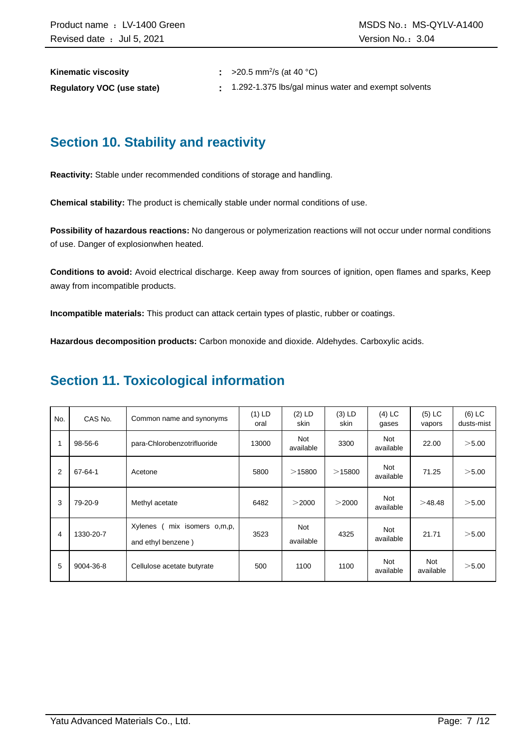**Kinematic viscosity** : >20.5 $mm^2/s$ (at 40 °C)

**Regulatory VOC (use state)** : 1.292-1.375 lbs/gal minus water and exempt solvents

## Section 10. Stability and reactivity

**Reactivity:** Stable under recommended conditions of storage and handling.

**Chemical stability:** The product is chemically stable under normal conditions of use.

**Possibility of hazardous reactions:** No dangerous or polymerization reactions will not occur under normal conditions of use. Danger of explosionwhen heated.

**Conditions to avoid:** Avoid electrical discharge. Keep away from sources of ignition, open flames and sparks, Keep away from incompatible products.

**Incompatible materials:** This product can attack certain types of plastic, rubber or coatings.

**Hazardous decomposition products:** Carbon monoxide and dioxide. Aldehydes. Carboxylic acids.

## Section 11. Toxicological information

| No. | CAS No. | Common name and synonyms | (1) LD oral | (2) LD skin | (3) LD skin | (4) LC gases | (5) LC vapors | (6) LC dusts-mist |
|---|---|---|---|---|---|---|---|---|
| 1 | 98-56-6 | para-Chlorobenzotrifluoride | 13000 | Not available | 3300 | Not available | 22.00 | ＞5.00 |
| 2 | 67-64-1 | Acetone | 5800 | ＞15800 | ＞15800 | Not available | 71.25 | ＞5.00 |
| 3 | 79-20-9 | Methyl acetate | 6482 | ＞2000 | ＞2000 | Not available | ＞48.48 | ＞5.00 |
| 4 | 1330-20-7 | Xylenes ( mix isomers o,m,p, and ethyl benzene ) | 3523 | Not available | 4325 | Not available | 21.71 | ＞5.00 |
| 5 | 9004-36-8 | Cellulose acetate butyrate | 500 | 1100 | 1100 | Not available | Not available | ＞5.00 |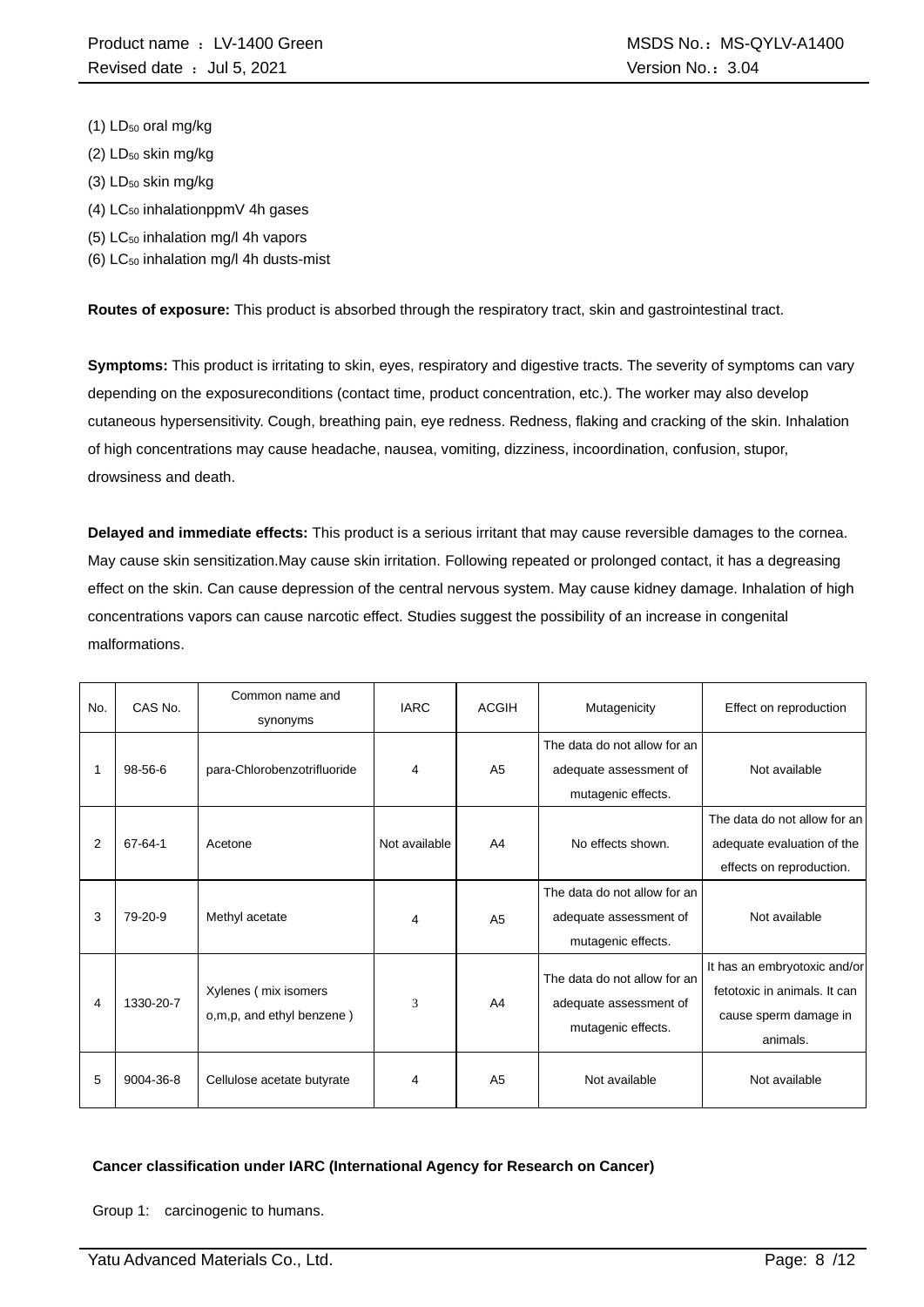(1) $LD_{50}$ oral mg/kg

(2) $LD_{50}$ skin mg/kg

(3) $LD_{50}$ skin mg/kg

(4) $LC_{50}$ inhalationppmV 4h gases

(5) $LC_{50}$ inhalation mg/l 4h vapors

(6) $LC_{50}$ inhalation mg/l 4h dusts-mist

**Routes of exposure:** This product is absorbed through the respiratory tract, skin and gastrointestinal tract.

**Symptoms:** This product is irritating to skin, eyes, respiratory and digestive tracts. The severity of symptoms can vary depending on the exposureconditions (contact time, product concentration, etc.). The worker may also develop cutaneous hypersensitivity. Cough, breathing pain, eye redness. Redness, flaking and cracking of the skin. Inhalation of high concentrations may cause headache, nausea, vomiting, dizziness, incoordination, confusion, stupor, drowsiness and death.

**Delayed and immediate effects:** This product is a serious irritant that may cause reversible damages to the cornea. May cause skin sensitization.May cause skin irritation. Following repeated or prolonged contact, it has a degreasing effect on the skin. Can cause depression of the central nervous system. May cause kidney damage. Inhalation of high concentrations vapors can cause narcotic effect. Studies suggest the possibility of an increase in congenital malformations.

| No. | CAS No. | Common name and synonyms | IARC | ACGIH | Mutagenicity | Effect on reproduction |
|---|---|---|---|---|---|---|
| 1 | 98-56-6 | para-Chlorobenzotrifluoride | 4 | A5 | The data do not allow for an adequate assessment of mutagenic effects. | Not available |
| 2 | 67-64-1 | Acetone | Not available | A4 | No effects shown. | The data do not allow for an adequate evaluation of the effects on reproduction. |
| 3 | 79-20-9 | Methyl acetate | 4 | A5 | The data do not allow for an adequate assessment of mutagenic effects. | Not available |
| 4 | 1330-20-7 | Xylenes ( mix isomers o,m,p, and ethyl benzene ) | 3 | A4 | The data do not allow for an adequate assessment of mutagenic effects. | It has an embryotoxic and/or fetotoxic in animals. It can cause sperm damage in animals. |
| 5 | 9004-36-8 | Cellulose acetate butyrate | 4 | A5 | Not available | Not available |

**Cancer classification under IARC (International Agency for Research on Cancer)**

Group 1: carcinogenic to humans.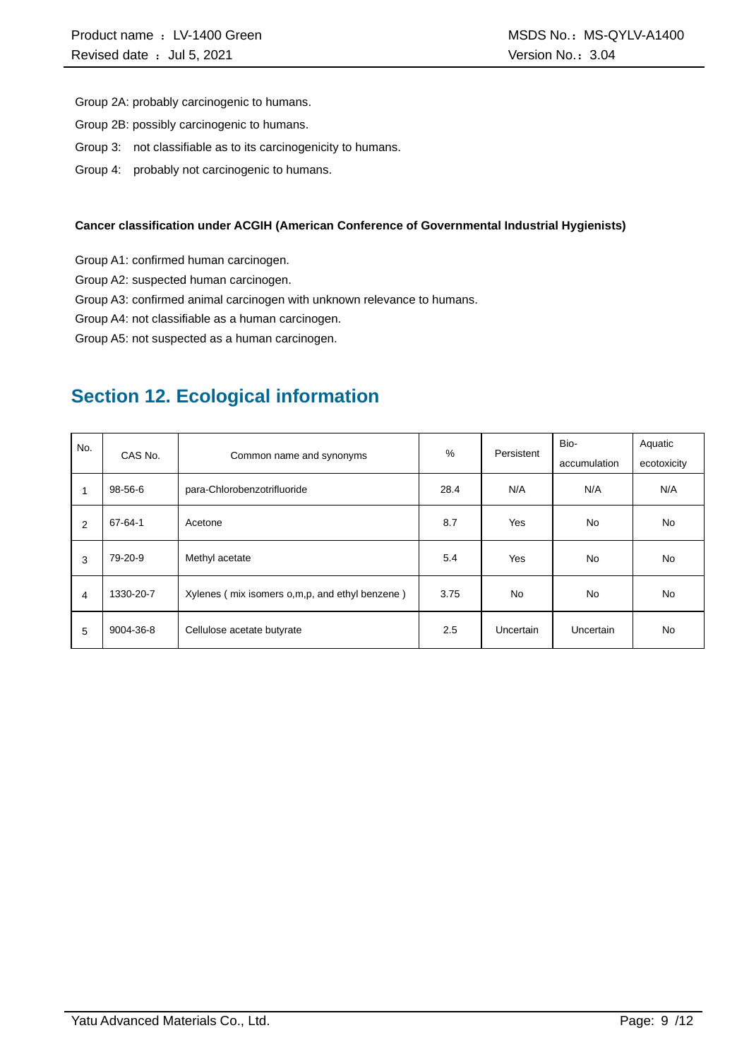Group 2A: probably carcinogenic to humans.

Group 2B: possibly carcinogenic to humans.

Group 3: not classifiable as to its carcinogenicity to humans.

Group 4: probably not carcinogenic to humans.

**Cancer classification under ACGIH (American Conference of Governmental Industrial Hygienists)**

Group A1: confirmed human carcinogen.

Group A2: suspected human carcinogen.

Group A3: confirmed animal carcinogen with unknown relevance to humans.

Group A4: not classifiable as a human carcinogen.

Group A5: not suspected as a human carcinogen.

## Section 12. Ecological information

| No. | CAS No. | Common name and synonyms | % | Persistent | Bio-accumulation | Aquatic ecotoxicity |
|---|---|---|---|---|---|---|
| 1 | 98-56-6 | para-Chlorobenzotrifluoride | 28.4 | N/A | N/A | N/A |
| 2 | 67-64-1 | Acetone | 8.7 | Yes | No | No |
| 3 | 79-20-9 | Methyl acetate | 5.4 | Yes | No | No |
| 4 | 1330-20-7 | Xylenes ( mix isomers o,m,p, and ethyl benzene ) | 3.75 | No | No | No |
| 5 | 9004-36-8 | Cellulose acetate butyrate | 2.5 | Uncertain | Uncertain | No |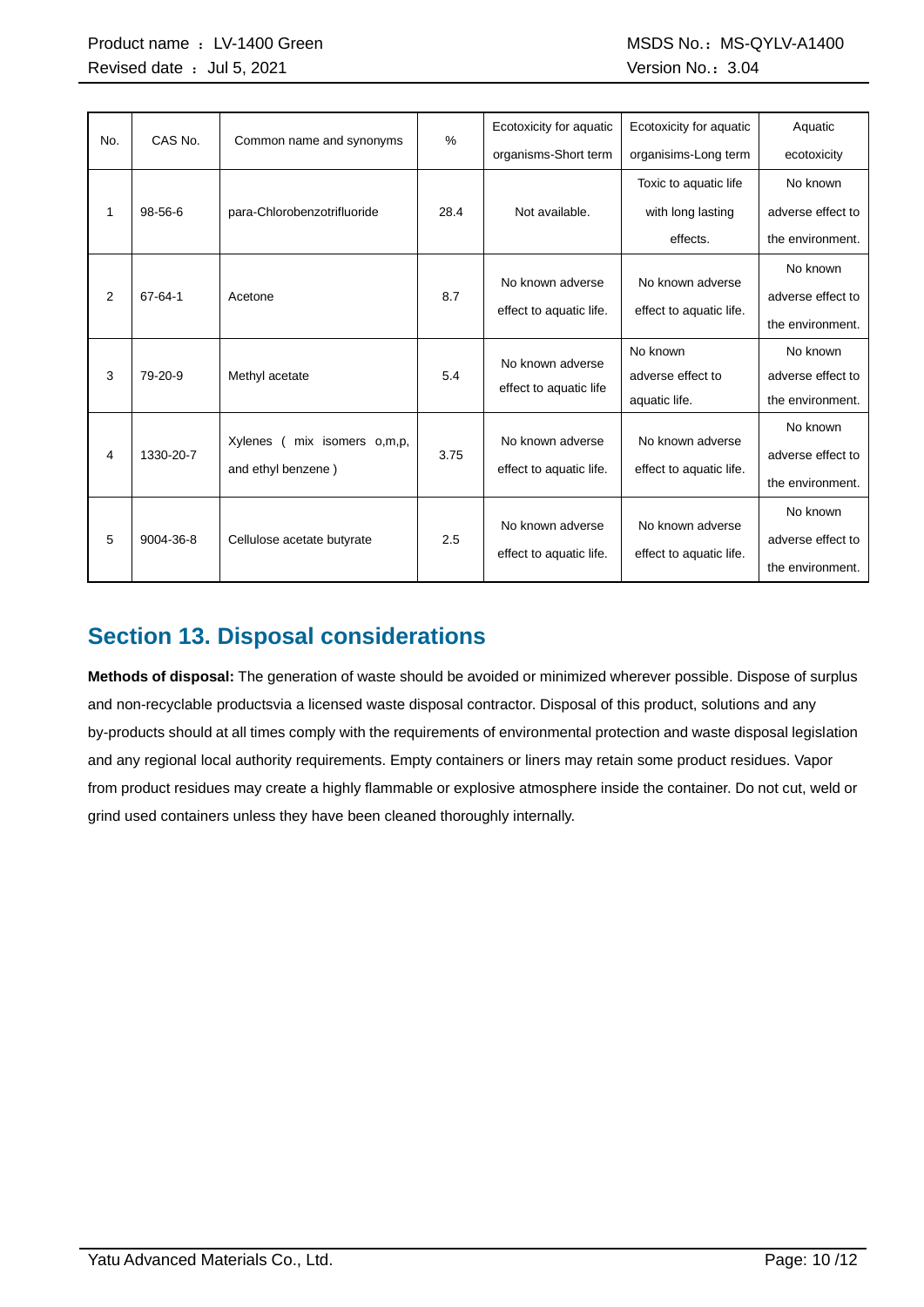| No. | CAS No. | Common name and synonyms | % | Ecotoxicity for aquatic organisms-Short term | Ecotoxicity for aquatic organisims-Long term | Aquatic ecotoxicity |
|---|---|---|---|---|---|---|
| 1 | 98-56-6 | para-Chlorobenzotrifluoride | 28.4 | Not available. | Toxic to aquatic life with long lasting effects. | No known adverse effect to the environment. |
| 2 | 67-64-1 | Acetone | 8.7 | No known adverse effect to aquatic life. | No known adverse effect to aquatic life. | No known adverse effect to the environment. |
| 3 | 79-20-9 | Methyl acetate | 5.4 | No known adverse effect to aquatic life | No known adverse effect to aquatic life. | No known adverse effect to the environment. |
| 4 | 1330-20-7 | Xylenes ( mix isomers o,m,p, and ethyl benzene ) | 3.75 | No known adverse effect to aquatic life. | No known adverse effect to aquatic life. | No known adverse effect to the environment. |
| 5 | 9004-36-8 | Cellulose acetate butyrate | 2.5 | No known adverse effect to aquatic life. | No known adverse effect to aquatic life. | No known adverse effect to the environment. |

## Section 13. Disposal considerations

**Methods of disposal:** The generation of waste should be avoided or minimized wherever possible. Dispose of surplus and non-recyclable productsvia a licensed waste disposal contractor. Disposal of this product, solutions and any by-products should at all times comply with the requirements of environmental protection and waste disposal legislation and any regional local authority requirements. Empty containers or liners may retain some product residues. Vapor from product residues may create a highly flammable or explosive atmosphere inside the container. Do not cut, weld or grind used containers unless they have been cleaned thoroughly internally.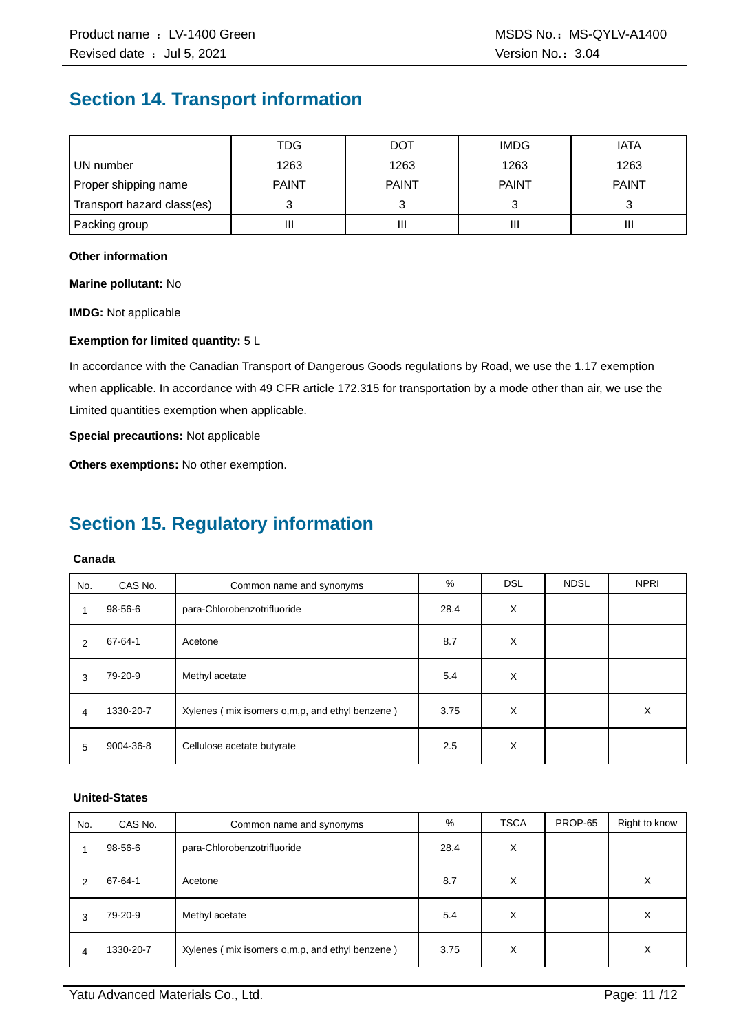## Section 14. Transport information

| | TDG | DOT | IMDG | IATA |
|---|---|---|---|---|
| UN number | 1263 | 1263 | 1263 | 1263 |
| Proper shipping name | PAINT | PAINT | PAINT | PAINT |
| Transport hazard class(es) | 3 | 3 | 3 | 3 |
| Packing group | III | III | III | III |

**Other information**

**Marine pollutant:** No

**IMDG:** Not applicable

**Exemption for limited quantity:** 5 L

In accordance with the Canadian Transport of Dangerous Goods regulations by Road, we use the 1.17 exemption when applicable. In accordance with 49 CFR article 172.315 for transportation by a mode other than air, we use the Limited quantities exemption when applicable.

**Special precautions:** Not applicable

**Others exemptions:** No other exemption.

## Section 15. Regulatory information

**Canada**

| No. | CAS No. | Common name and synonyms | % | DSL | NDSL | NPRI |
|---|---|---|---|---|---|---|
| 1 | 98-56-6 | para-Chlorobenzotrifluoride | 28.4 | X | | |
| 2 | 67-64-1 | Acetone | 8.7 | X | | |
| 3 | 79-20-9 | Methyl acetate | 5.4 | X | | |
| 4 | 1330-20-7 | Xylenes ( mix isomers o,m,p, and ethyl benzene ) | 3.75 | X | | X |
| 5 | 9004-36-8 | Cellulose acetate butyrate | 2.5 | X | | |

**United-States**

| No. | CAS No. | Common name and synonyms | % | TSCA | PROP-65 | Right to know |
|---|---|---|---|---|---|---|
| 1 | 98-56-6 | para-Chlorobenzotrifluoride | 28.4 | X | | |
| 2 | 67-64-1 | Acetone | 8.7 | X | | X |
| 3 | 79-20-9 | Methyl acetate | 5.4 | X | | X |
| 4 | 1330-20-7 | Xylenes ( mix isomers o,m,p, and ethyl benzene ) | 3.75 | X | | X |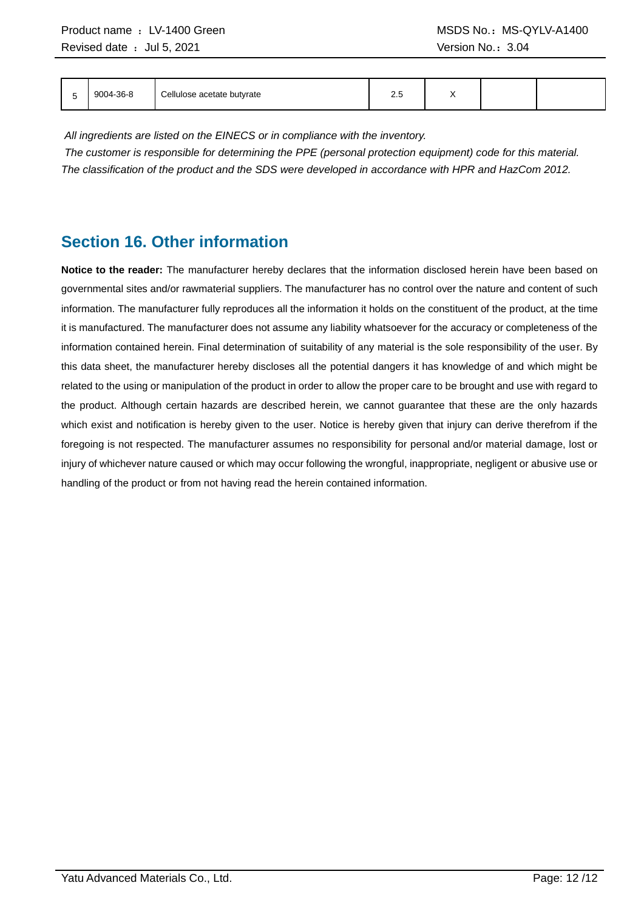| | | | | | | |
|---|---|---|---|---|---|---|
| 5 | 9004-36-8 | Cellulose acetate butyrate | 2.5 | X | | |

*All ingredients are listed on the EINECS or in compliance with the inventory.*

*The customer is responsible for determining the PPE (personal protection equipment) code for this material.*

*The classification of the product and the SDS were developed in accordance with HPR and HazCom 2012.*

## Section 16. Other information

**Notice to the reader:** The manufacturer hereby declares that the information disclosed herein have been based on governmental sites and/or rawmaterial suppliers. The manufacturer has no control over the nature and content of such information. The manufacturer fully reproduces all the information it holds on the constituent of the product, at the time it is manufactured. The manufacturer does not assume any liability whatsoever for the accuracy or completeness of the information contained herein. Final determination of suitability of any material is the sole responsibility of the user. By this data sheet, the manufacturer hereby discloses all the potential dangers it has knowledge of and which might be related to the using or manipulation of the product in order to allow the proper care to be brought and use with regard to the product. Although certain hazards are described herein, we cannot guarantee that these are the only hazards which exist and notification is hereby given to the user. Notice is hereby given that injury can derive therefrom if the foregoing is not respected. The manufacturer assumes no responsibility for personal and/or material damage, lost or injury of whichever nature caused or which may occur following the wrongful, inappropriate, negligent or abusive use or handling of the product or from not having read the herein contained information.